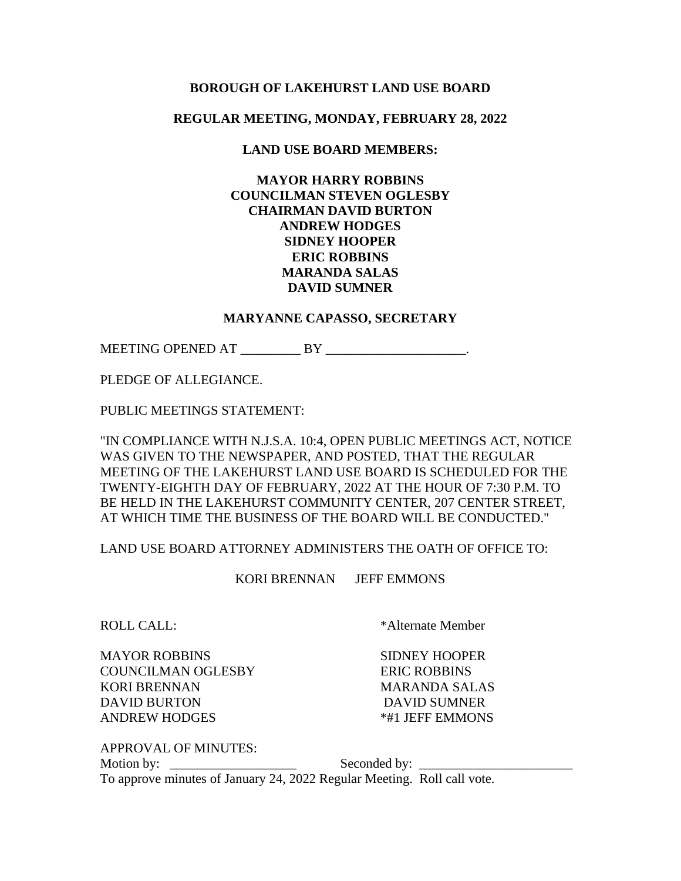**BOROUGH OF LAKEHURST LAND USE BOARD**

**REGULAR MEETING, MONDAY, FEBRUARY 28, 2022**

**LAND USE BOARD MEMBERS:**

**MAYOR HARRY ROBBINS**
**COUNCILMAN STEVEN OGLESBY**
**CHAIRMAN DAVID BURTON**
**ANDREW HODGES**
**SIDNEY HOOPER**
**ERIC ROBBINS**
**MARANDA SALAS**
**DAVID SUMNER**

**MARYANNE CAPASSO, SECRETARY**

MEETING OPENED AT _________ BY _____________________.

PLEDGE OF ALLEGIANCE.

PUBLIC MEETINGS STATEMENT:

"IN COMPLIANCE WITH N.J.S.A. 10:4, OPEN PUBLIC MEETINGS ACT, NOTICE WAS GIVEN TO THE NEWSPAPER, AND POSTED, THAT THE REGULAR MEETING OF THE LAKEHURST LAND USE BOARD IS SCHEDULED FOR THE TWENTY-EIGHTH DAY OF FEBRUARY, 2022 AT THE HOUR OF 7:30 P.M. TO BE HELD IN THE LAKEHURST COMMUNITY CENTER, 207 CENTER STREET, AT WHICH TIME THE BUSINESS OF THE BOARD WILL BE CONDUCTED."

LAND USE BOARD ATTORNEY ADMINISTERS THE OATH OF OFFICE TO:

KORI BRENNAN JEFF EMMONS

ROLL CALL: *Alternate Member

MAYOR ROBBINS
COUNCILMAN OGLESBY
KORI BRENNAN
DAVID BURTON
ANDREW HODGES
SIDNEY HOOPER
ERIC ROBBINS
MARANDA SALAS
DAVID SUMNER
*#1 JEFF EMMONS

APPROVAL OF MINUTES:
Motion by: ___________________ Seconded by: _______________________
To approve minutes of January 24, 2022 Regular Meeting. Roll call vote.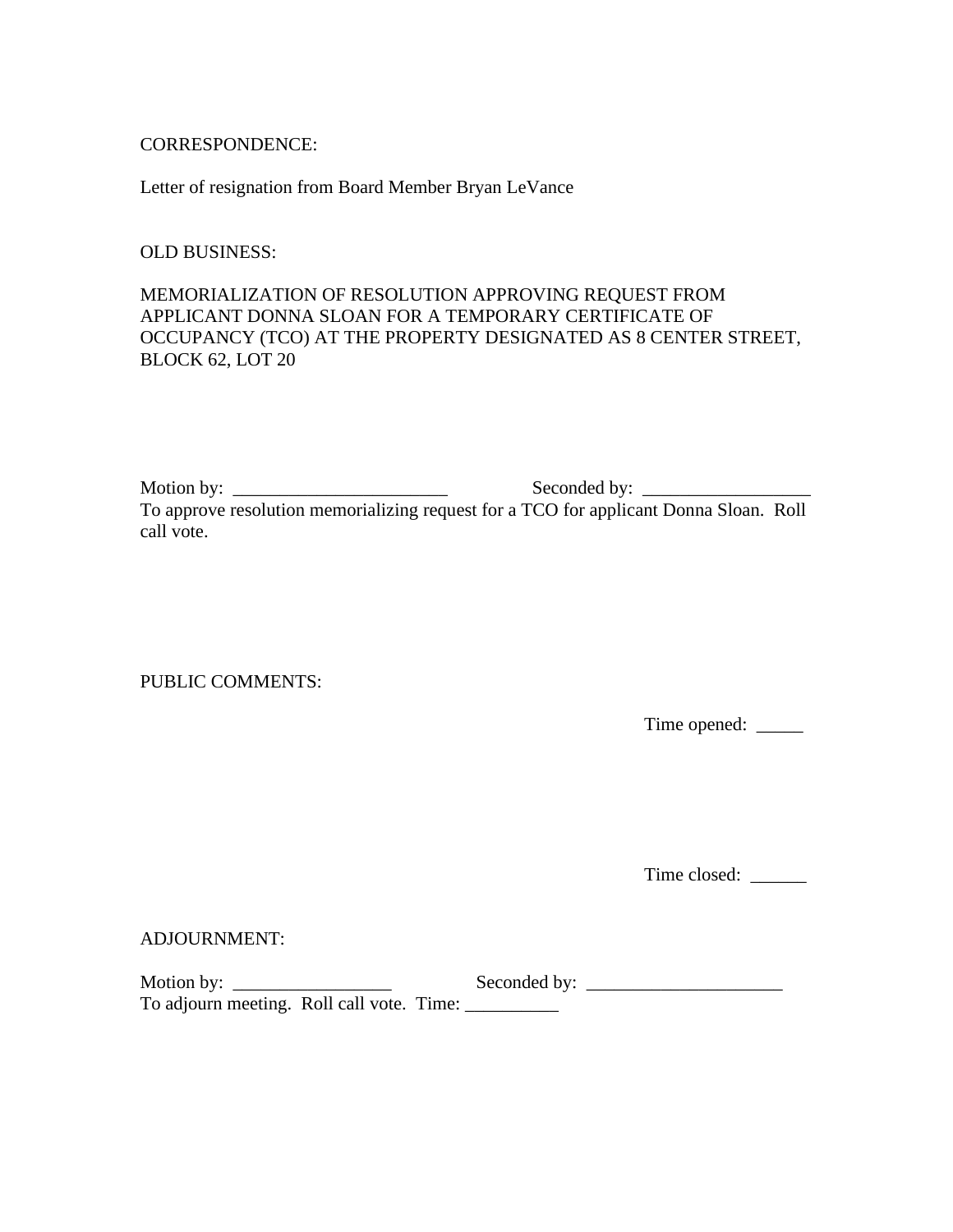CORRESPONDENCE:

Letter of resignation from Board Member Bryan LeVance

OLD BUSINESS:

MEMORIALIZATION OF RESOLUTION APPROVING REQUEST FROM APPLICANT DONNA SLOAN FOR A TEMPORARY CERTIFICATE OF OCCUPANCY (TCO) AT THE PROPERTY DESIGNATED AS 8 CENTER STREET, BLOCK 62, LOT 20

Motion by: ________________________ Seconded by: __________________
To approve resolution memorializing request for a TCO for applicant Donna Sloan. Roll call vote.

PUBLIC COMMENTS:

Time opened: _____

Time closed: ______

ADJOURNMENT:

Motion by: _________________ Seconded by: _____________________
To adjourn meeting. Roll call vote. Time: __________